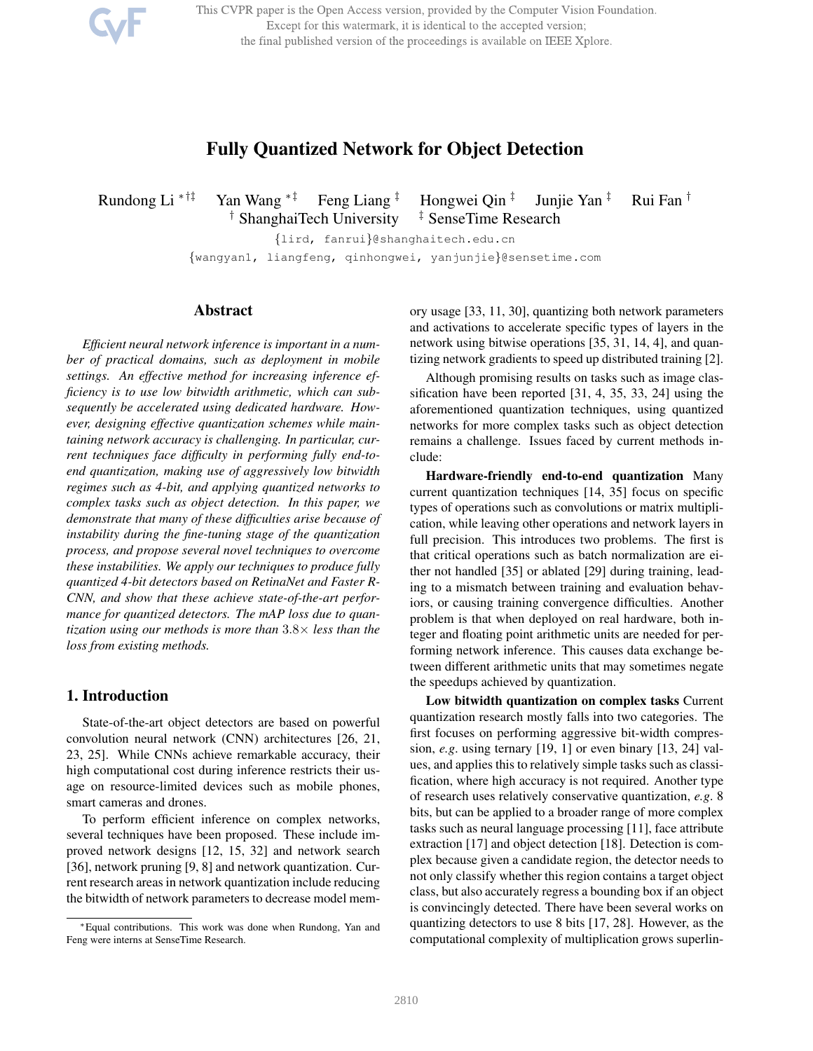# Fully Quantized Network for Object Detection

Rundong Li [*†‡] Yan Wang [*‡] Feng Liang [‡] Hongwei Qin [‡] Junjie Yan [‡] Rui Fan [†]

[†] ShanghaiTech University [‡] SenseTime Research

{lird, fanrui}@shanghaitech.edu.cn

{wangyan1, liangfeng, qinhongwei, yanjunjie}@sensetime.com

## Abstract

*Efficient neural network inference is important in a number of practical domains, such as deployment in mobile settings. An effective method for increasing inference efficiency is to use low bitwidth arithmetic, which can subsequently be accelerated using dedicated hardware. However, designing effective quantization schemes while maintaining network accuracy is challenging. In particular, current techniques face difficulty in performing fully end-to-end quantization, making use of aggressively low bitwidth regimes such as 4-bit, and applying quantized networks to complex tasks such as object detection. In this paper, we demonstrate that many of these difficulties arise because of instability during the fine-tuning stage of the quantization process, and propose several novel techniques to overcome these instabilities. We apply our techniques to produce fully quantized 4-bit detectors based on RetinaNet and Faster R-CNN, and show that these achieve state-of-the-art performance for quantized detectors. The mAP loss due to quantization using our methods is more than $3.8\times$ less than the loss from existing methods.*

## 1. Introduction

State-of-the-art object detectors are based on powerful convolution neural network (CNN) architectures [26, 21, 23, 25]. While CNNs achieve remarkable accuracy, their high computational cost during inference restricts their usage on resource-limited devices such as mobile phones, smart cameras and drones.

To perform efficient inference on complex networks, several techniques have been proposed. These include improved network designs [12, 15, 32] and network search [36], network pruning [9, 8] and network quantization. Current research areas in network quantization include reducing the bitwidth of network parameters to decrease model memory usage [33, 11, 30], quantizing both network parameters and activations to accelerate specific types of layers in the network using bitwise operations [35, 31, 14, 4], and quantizing network gradients to speed up distributed training [2].

Although promising results on tasks such as image classification have been reported [31, 4, 35, 33, 24] using the aforementioned quantization techniques, using quantized networks for more complex tasks such as object detection remains a challenge. Issues faced by current methods include:

**Hardware-friendly end-to-end quantization** Many current quantization techniques [14, 35] focus on specific types of operations such as convolutions or matrix multiplication, while leaving other operations and network layers in full precision. This introduces two problems. The first is that critical operations such as batch normalization are either not handled [35] or ablated [29] during training, leading to a mismatch between training and evaluation behaviors, or causing training convergence difficulties. Another problem is that when deployed on real hardware, both integer and floating point arithmetic units are needed for performing network inference. This causes data exchange between different arithmetic units that may sometimes negate the speedups achieved by quantization.

**Low bitwidth quantization on complex tasks** Current quantization research mostly falls into two categories. The first focuses on performing aggressive bit-width compression, *e.g.* using ternary [19, 1] or even binary [13, 24] values, and applies this to relatively simple tasks such as classification, where high accuracy is not required. Another type of research uses relatively conservative quantization, *e.g.* 8 bits, but can be applied to a broader range of more complex tasks such as neural language processing [11], face attribute extraction [17] and object detection [18]. Detection is complex because given a candidate region, the detector needs to not only classify whether this region contains a target object class, but also accurately regress a bounding box if an object is convincingly detected. There have been several works on quantizing detectors to use 8 bits [17, 28]. However, as the computational complexity of multiplication grows superlin-

[*]Equal contributions. This work was done when Rundong, Yan and Feng were interns at SenseTime Research.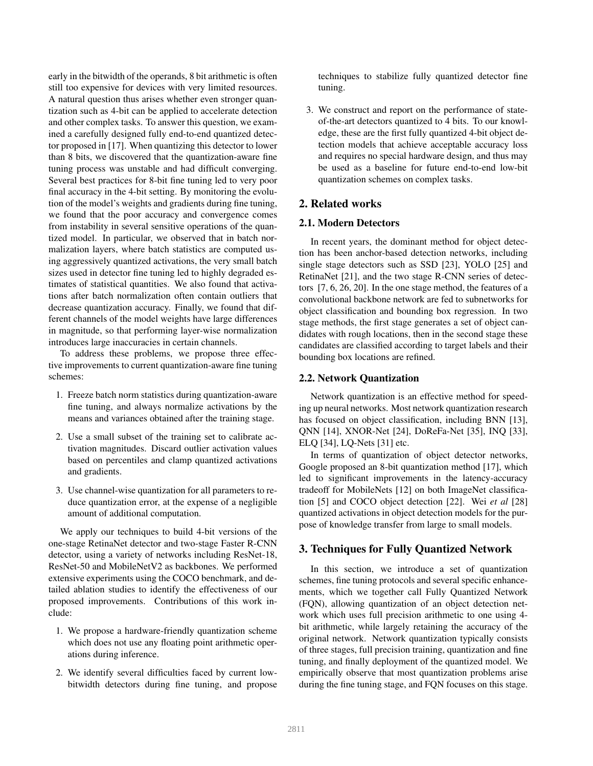early in the bitwidth of the operands, 8 bit arithmetic is often still too expensive for devices with very limited resources. A natural question thus arises whether even stronger quantization such as 4-bit can be applied to accelerate detection and other complex tasks. To answer this question, we examined a carefully designed fully end-to-end quantized detector proposed in [17]. When quantizing this detector to lower than 8 bits, we discovered that the quantization-aware fine tuning process was unstable and had difficult converging. Several best practices for 8-bit fine tuning led to very poor final accuracy in the 4-bit setting. By monitoring the evolution of the model's weights and gradients during fine tuning, we found that the poor accuracy and convergence comes from instability in several sensitive operations of the quantized model. In particular, we observed that in batch normalization layers, where batch statistics are computed using aggressively quantized activations, the very small batch sizes used in detector fine tuning led to highly degraded estimates of statistical quantities. We also found that activations after batch normalization often contain outliers that decrease quantization accuracy. Finally, we found that different channels of the model weights have large differences in magnitude, so that performing layer-wise normalization introduces large inaccuracies in certain channels.

To address these problems, we propose three effective improvements to current quantization-aware fine tuning schemes:

1. Freeze batch norm statistics during quantization-aware fine tuning, and always normalize activations by the means and variances obtained after the training stage.
2. Use a small subset of the training set to calibrate activation magnitudes. Discard outlier activation values based on percentiles and clamp quantized activations and gradients.
3. Use channel-wise quantization for all parameters to reduce quantization error, at the expense of a negligible amount of additional computation.

We apply our techniques to build 4-bit versions of the one-stage RetinaNet detector and two-stage Faster R-CNN detector, using a variety of networks including ResNet-18, ResNet-50 and MobileNetV2 as backbones. We performed extensive experiments using the COCO benchmark, and detailed ablation studies to identify the effectiveness of our proposed improvements. Contributions of this work include:

1. We propose a hardware-friendly quantization scheme which does not use any floating point arithmetic operations during inference.
2. We identify several difficulties faced by current low-bitwidth detectors during fine tuning, and propose techniques to stabilize fully quantized detector fine tuning.
3. We construct and report on the performance of state-of-the-art detectors quantized to 4 bits. To our knowledge, these are the first fully quantized 4-bit object detection models that achieve acceptable accuracy loss and requires no special hardware design, and thus may be used as a baseline for future end-to-end low-bit quantization schemes on complex tasks.

## 2. Related works

### 2.1. Modern Detectors

In recent years, the dominant method for object detection has been anchor-based detection networks, including single stage detectors such as SSD [23], YOLO [25] and RetinaNet [21], and the two stage R-CNN series of detectors [7, 6, 26, 20]. In the one stage method, the features of a convolutional backbone network are fed to subnetworks for object classification and bounding box regression. In two stage methods, the first stage generates a set of object candidates with rough locations, then in the second stage these candidates are classified according to target labels and their bounding box locations are refined.

### 2.2. Network Quantization

Network quantization is an effective method for speeding up neural networks. Most network quantization research has focused on object classification, including BNN [13], QNN [14], XNOR-Net [24], DoReFa-Net [35], INQ [33], ELQ [34], LQ-Nets [31] etc.

In terms of quantization of object detector networks, Google proposed an 8-bit quantization method [17], which led to significant improvements in the latency-accuracy tradeoff for MobileNets [12] on both ImageNet classification [5] and COCO object detection [22]. Wei *et al* [28] quantized activations in object detection models for the purpose of knowledge transfer from large to small models.

## 3. Techniques for Fully Quantized Network

In this section, we introduce a set of quantization schemes, fine tuning protocols and several specific enhancements, which we together call Fully Quantized Network (FQN), allowing quantization of an object detection network which uses full precision arithmetic to one using 4-bit arithmetic, while largely retaining the accuracy of the original network. Network quantization typically consists of three stages, full precision training, quantization and fine tuning, and finally deployment of the quantized model. We empirically observe that most quantization problems arise during the fine tuning stage, and FQN focuses on this stage.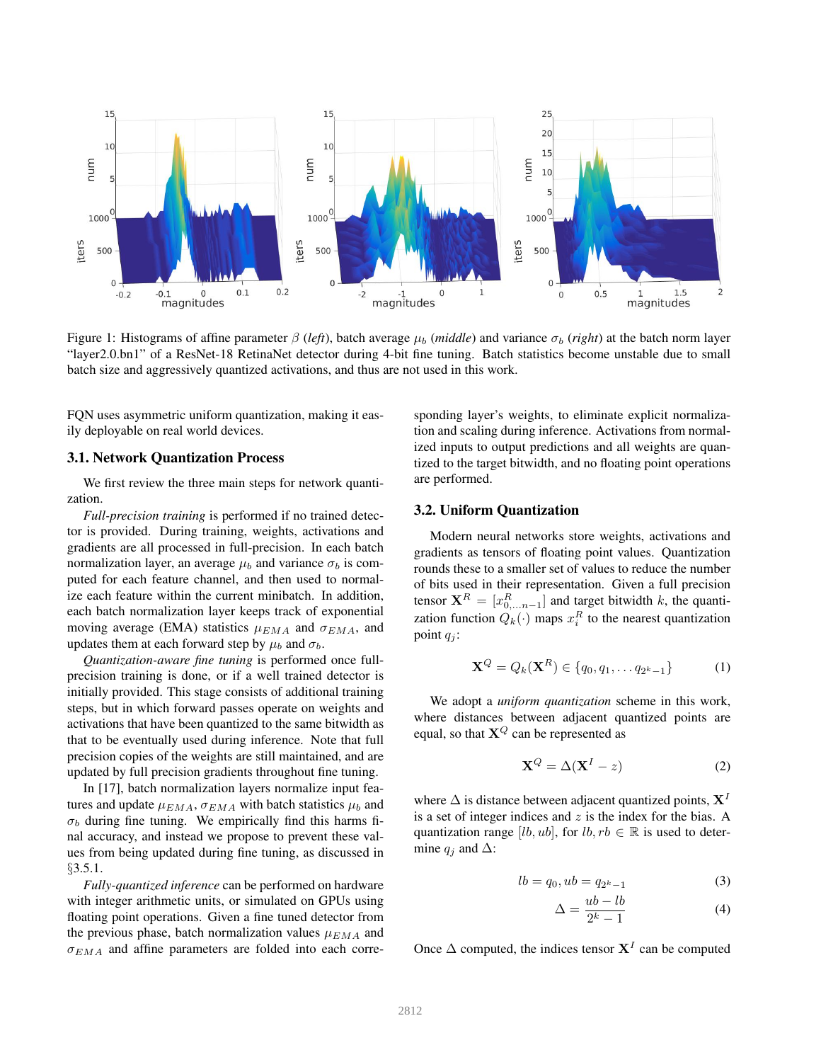Figure 1: Histograms of affine parameter $\beta$ (*left*), batch average $\mu_b$ (*middle*) and variance $\sigma_b$ (*right*) at the batch norm layer "layer2.0.bn1" of a ResNet-18 RetinaNet detector during 4-bit fine tuning. Batch statistics become unstable due to small batch size and aggressively quantized activations, and thus are not used in this work.

FQN uses asymmetric uniform quantization, making it easily deployable on real world devices.

### 3.1. Network Quantization Process

We first review the three main steps for network quantization.

*Full-precision training* is performed if no trained detector is provided. During training, weights, activations and gradients are all processed in full-precision. In each batch normalization layer, an average $\mu_b$ and variance $\sigma_b$ is computed for each feature channel, and then used to normalize each feature within the current minibatch. In addition, each batch normalization layer keeps track of exponential moving average (EMA) statistics $\mu_{EMA}$ and $\sigma_{EMA}$, and updates them at each forward step by $\mu_b$ and $\sigma_b$.

*Quantization-aware fine tuning* is performed once full-precision training is done, or if a well trained detector is initially provided. This stage consists of additional training steps, but in which forward passes operate on weights and activations that have been quantized to the same bitwidth as that to be eventually used during inference. Note that full precision copies of the weights are still maintained, and are updated by full precision gradients throughout fine tuning.

In [17], batch normalization layers normalize input features and update $\mu_{EMA}, \sigma_{EMA}$ with batch statistics $\mu_b$ and $\sigma_b$ during fine tuning. We empirically find this harms final accuracy, and instead we propose to prevent these values from being updated during fine tuning, as discussed in §3.5.1.

*Fully-quantized inference* can be performed on hardware with integer arithmetic units, or simulated on GPUs using floating point operations. Given a fine tuned detector from the previous phase, batch normalization values $\mu_{EMA}$ and $\sigma_{EMA}$ and affine parameters are folded into each corresponding layer's weights, to eliminate explicit normalization and scaling during inference. Activations from normalized inputs to output predictions and all weights are quantized to the target bitwidth, and no floating point operations are performed.

### 3.2. Uniform Quantization

Modern neural networks store weights, activations and gradients as tensors of floating point values. Quantization rounds these to a smaller set of values to reduce the number of bits used in their representation. Given a full precision tensor $\mathbf{X}^R = [x^R_{0,\ldots n-1}]$ and target bitwidth $k$, the quantization function $Q_k(\cdot)$ maps $x^R_i$ to the nearest quantization point $q_j$:

$$\mathbf{X}^Q = Q_k(\mathbf{X}^R) \in \{q_0, q_1, \ldots q_{2^k-1}\} \tag{1}$$

We adopt a *uniform quantization* scheme in this work, where distances between adjacent quantized points are equal, so that $\mathbf{X}^Q$ can be represented as

$$\mathbf{X}^Q = \Delta(\mathbf{X}^I - z) \tag{2}$$

where $\Delta$ is distance between adjacent quantized points, $\mathbf{X}^I$ is a set of integer indices and $z$ is the index for the bias. A quantization range $[lb, ub]$, for $lb, rb \in \mathbb{R}$ is used to determine $q_j$ and $\Delta$:

$$lb = q_0, ub = q_{2^k-1} \tag{3}$$

$$\Delta = \frac{ub - lb}{2^k - 1} \tag{4}$$

Once $\Delta$ computed, the indices tensor $\mathbf{X}^I$ can be computed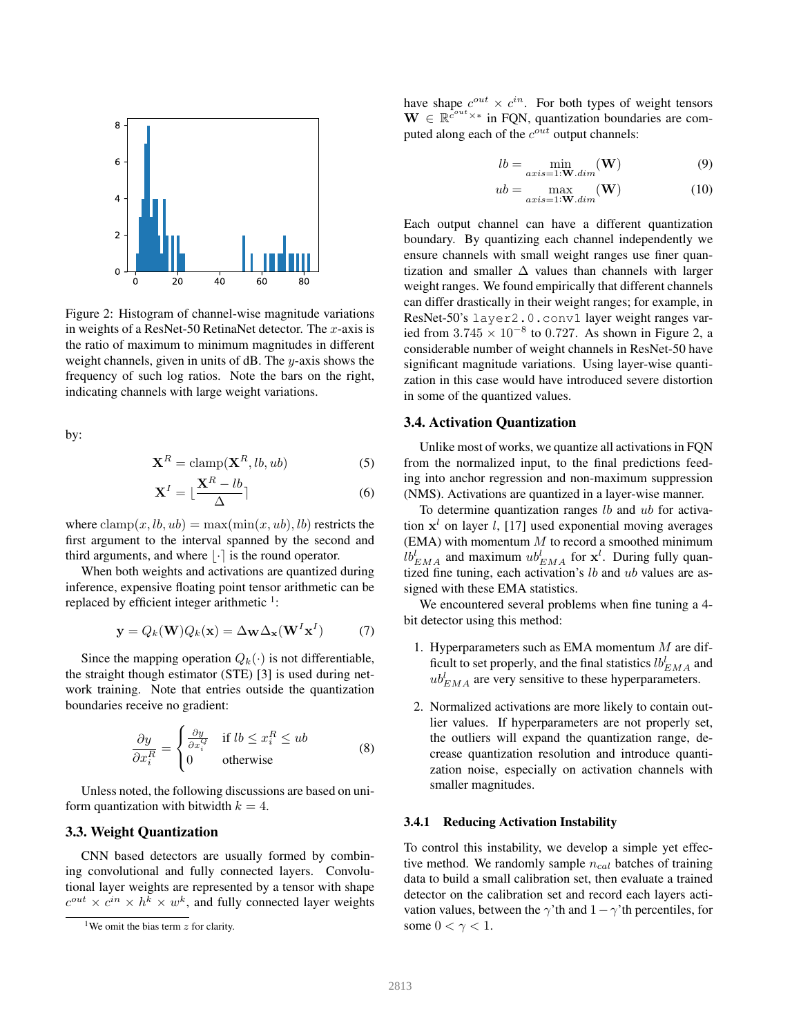Figure 2: Histogram of channel-wise magnitude variations in weights of a ResNet-50 RetinaNet detector. The $x$-axis is the ratio of maximum to minimum magnitudes in different weight channels, given in units of dB. The $y$-axis shows the frequency of such log ratios. Note the bars on the right, indicating channels with large weight variations.

by:

$$\mathbf{X}^R = \text{clamp}(\mathbf{X}^R, lb, ub) \tag{5}$$

$$\mathbf{X}^I = \lfloor \frac{\mathbf{X}^R - lb}{\Delta} \rceil \tag{6}$$

where $\text{clamp}(x, lb, ub) = \max(\min(x, ub), lb)$ restricts the first argument to the interval spanned by the second and third arguments, and where $\lfloor \cdot \rceil$ is the round operator.

When both weights and activations are quantized during inference, expensive floating point tensor arithmetic can be replaced by efficient integer arithmetic [1]:

$$\mathbf{y} = Q_k(\mathbf{W})Q_k(\mathbf{x}) = \Delta_{\mathbf{W}}\Delta_{\mathbf{x}}(\mathbf{W}^I\mathbf{x}^I) \tag{7}$$

Since the mapping operation $Q_k(\cdot)$ is not differentiable, the straight though estimator (STE) [3] is used during network training. Note that entries outside the quantization boundaries receive no gradient:

$$\frac{\partial y}{\partial x_i^R} = \begin{cases} \frac{\partial y}{\partial x_i^Q} & \text{if } lb \le x_i^R \le ub \\ 0 & \text{otherwise} \end{cases} \tag{8}$$

Unless noted, the following discussions are based on uniform quantization with bitwidth $k = 4$.

### 3.3. Weight Quantization

CNN based detectors are usually formed by combining convolutional and fully connected layers. Convolutional layer weights are represented by a tensor with shape $c^{out} \times c^{in} \times h^k \times w^k$, and fully connected layer weights have shape $c^{out} \times c^{in}$. For both types of weight tensors $\mathbf{W} \in \mathbb{R}^{c^{out} \times *}$ in FQN, quantization boundaries are computed along each of the $c^{out}$ output channels:

$$lb = \min_{axis=1:\mathbf{W}.dim}(\mathbf{W}) \tag{9}$$

$$ub = \max_{axis=1:\mathbf{W}.dim}(\mathbf{W}) \tag{10}$$

Each output channel can have a different quantization boundary. By quantizing each channel independently we ensure channels with small weight ranges use finer quantization and smaller $\Delta$ values than channels with larger weight ranges. We found empirically that different channels can differ drastically in their weight ranges; for example, in ResNet-50's `layer2.0.conv1` layer weight ranges varied from $3.745 \times 10^{-8}$ to $0.727$. As shown in Figure 2, a considerable number of weight channels in ResNet-50 have significant magnitude variations. Using layer-wise quantization in this case would have introduced severe distortion in some of the quantized values.

### 3.4. Activation Quantization

Unlike most of works, we quantize all activations in FQN from the normalized input, to the final predictions feeding into anchor regression and non-maximum suppression (NMS). Activations are quantized in a layer-wise manner.

To determine quantization ranges $lb$ and $ub$ for activation $\mathbf{x}^l$ on layer $l$, [17] used exponential moving averages (EMA) with momentum $M$ to record a smoothed minimum $lb^l_{EMA}$ and maximum $ub^l_{EMA}$ for $\mathbf{x}^l$. During fully quantized fine tuning, each activation's $lb$ and $ub$ values are assigned with these EMA statistics.

We encountered several problems when fine tuning a 4-bit detector using this method:

1. Hyperparameters such as EMA momentum $M$ are difficult to set properly, and the final statistics $lb^l_{EMA}$ and $ub^l_{EMA}$ are very sensitive to these hyperparameters.

2. Normalized activations are more likely to contain outlier values. If hyperparameters are not properly set, the outliers will expand the quantization range, decrease quantization resolution and introduce quantization noise, especially on activation channels with smaller magnitudes.

#### 3.4.1 Reducing Activation Instability

To control this instability, we develop a simple yet effective method. We randomly sample $n_{cal}$ batches of training data to build a small calibration set, then evaluate a trained detector on the calibration set and record each layers activation values, between the $\gamma$'th and $1-\gamma$'th percentiles, for some $0 < \gamma < 1$.

[1] We omit the bias term $z$ for clarity.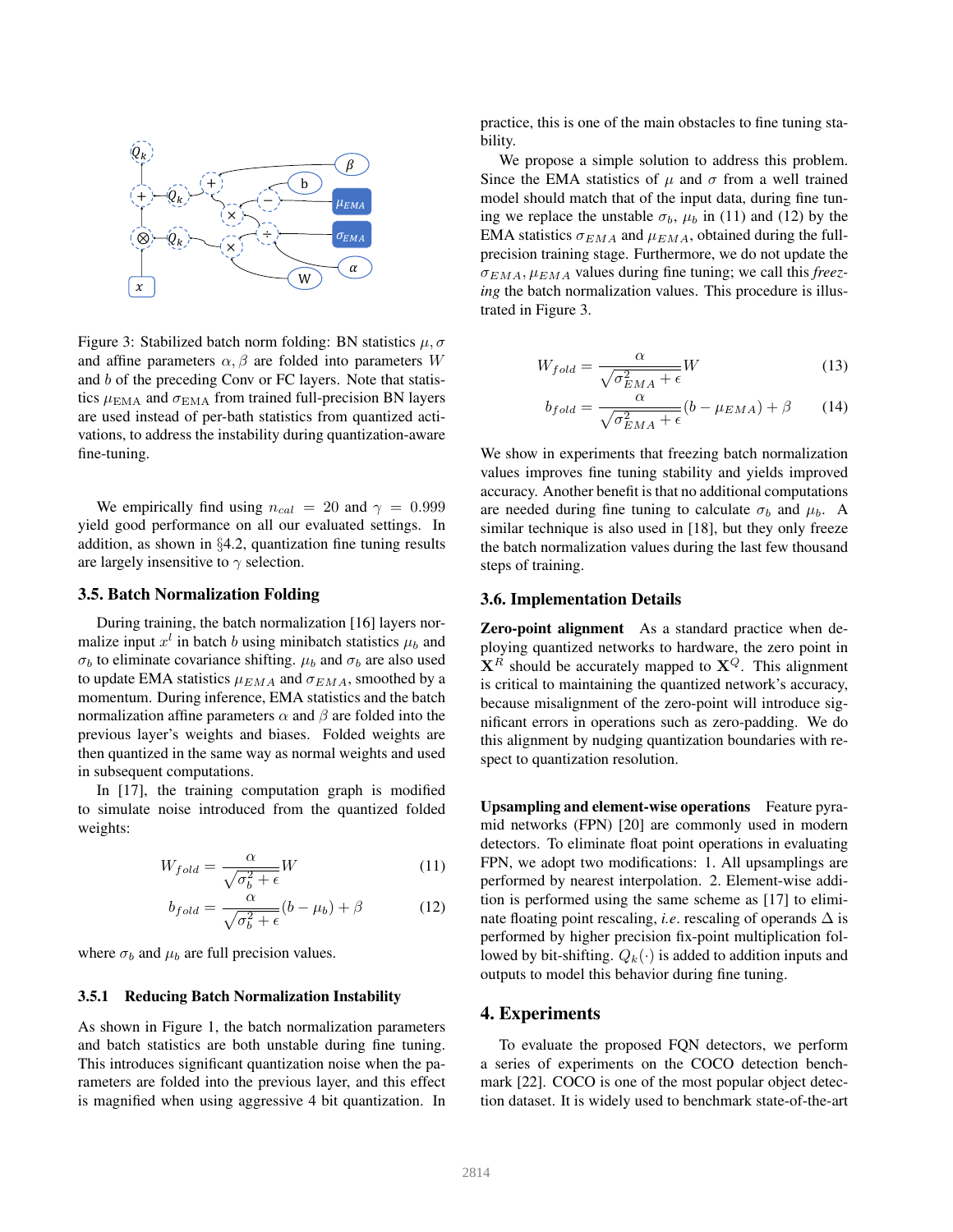Figure 3: Stabilized batch norm folding: BN statistics $\mu, \sigma$ and affine parameters $\alpha, \beta$ are folded into parameters $W$ and $b$ of the preceding Conv or FC layers. Note that statistics $\mu_{\text{EMA}}$ and $\sigma_{\text{EMA}}$ from trained full-precision BN layers are used instead of per-bath statistics from quantized activations, to address the instability during quantization-aware fine-tuning.

We empirically find using $n_{cal} = 20$ and $\gamma = 0.999$ yield good performance on all our evaluated settings. In addition, as shown in §4.2, quantization fine tuning results are largely insensitive to $\gamma$ selection.

### 3.5. Batch Normalization Folding

During training, the batch normalization [16] layers normalize input $x^l$ in batch $b$ using minibatch statistics $\mu_b$ and $\sigma_b$ to eliminate covariance shifting. $\mu_b$ and $\sigma_b$ are also used to update EMA statistics $\mu_{EMA}$ and $\sigma_{EMA}$, smoothed by a momentum. During inference, EMA statistics and the batch normalization affine parameters $\alpha$ and $\beta$ are folded into the previous layer's weights and biases. Folded weights are then quantized in the same way as normal weights and used in subsequent computations.

In [17], the training computation graph is modified to simulate noise introduced from the quantized folded weights:

$$W_{fold} = \frac{\alpha}{\sqrt{\sigma_b^2 + \epsilon}} W \tag{11}$$

$$b_{fold} = \frac{\alpha}{\sqrt{\sigma_b^2 + \epsilon}} (b - \mu_b) + \beta \tag{12}$$

where $\sigma_b$ and $\mu_b$ are full precision values.

#### 3.5.1 Reducing Batch Normalization Instability

As shown in Figure 1, the batch normalization parameters and batch statistics are both unstable during fine tuning. This introduces significant quantization noise when the parameters are folded into the previous layer, and this effect is magnified when using aggressive 4 bit quantization. In practice, this is one of the main obstacles to fine tuning stability.

We propose a simple solution to address this problem. Since the EMA statistics of $\mu$ and $\sigma$ from a well trained model should match that of the input data, during fine tuning we replace the unstable $\sigma_b$, $\mu_b$ in (11) and (12) by the EMA statistics $\sigma_{EMA}$ and $\mu_{EMA}$, obtained during the full-precision training stage. Furthermore, we do not update the $\sigma_{EMA}, \mu_{EMA}$ values during fine tuning; we call this *freezing* the batch normalization values. This procedure is illustrated in Figure 3.

$$W_{fold} = \frac{\alpha}{\sqrt{\sigma_{EMA}^2 + \epsilon}} W \tag{13}$$

$$b_{fold} = \frac{\alpha}{\sqrt{\sigma_{EMA}^2 + \epsilon}} (b - \mu_{EMA}) + \beta \tag{14}$$

We show in experiments that freezing batch normalization values improves fine tuning stability and yields improved accuracy. Another benefit is that no additional computations are needed during fine tuning to calculate $\sigma_b$ and $\mu_b$. A similar technique is also used in [18], but they only freeze the batch normalization values during the last few thousand steps of training.

### 3.6. Implementation Details

**Zero-point alignment** As a standard practice when deploying quantized networks to hardware, the zero point in $\mathbf{X}^R$ should be accurately mapped to $\mathbf{X}^Q$. This alignment is critical to maintaining the quantized network's accuracy, because misalignment of the zero-point will introduce significant errors in operations such as zero-padding. We do this alignment by nudging quantization boundaries with respect to quantization resolution.

**Upsampling and element-wise operations** Feature pyramid networks (FPN) [20] are commonly used in modern detectors. To eliminate float point operations in evaluating FPN, we adopt two modifications: 1. All upsamplings are performed by nearest interpolation. 2. Element-wise addition is performed using the same scheme as [17] to eliminate floating point rescaling, *i.e*. rescaling of operands $\Delta$ is performed by higher precision fix-point multiplication followed by bit-shifting. $Q_k(\cdot)$ is added to addition inputs and outputs to model this behavior during fine tuning.

## 4. Experiments

To evaluate the proposed FQN detectors, we perform a series of experiments on the COCO detection benchmark [22]. COCO is one of the most popular object detection dataset. It is widely used to benchmark state-of-the-art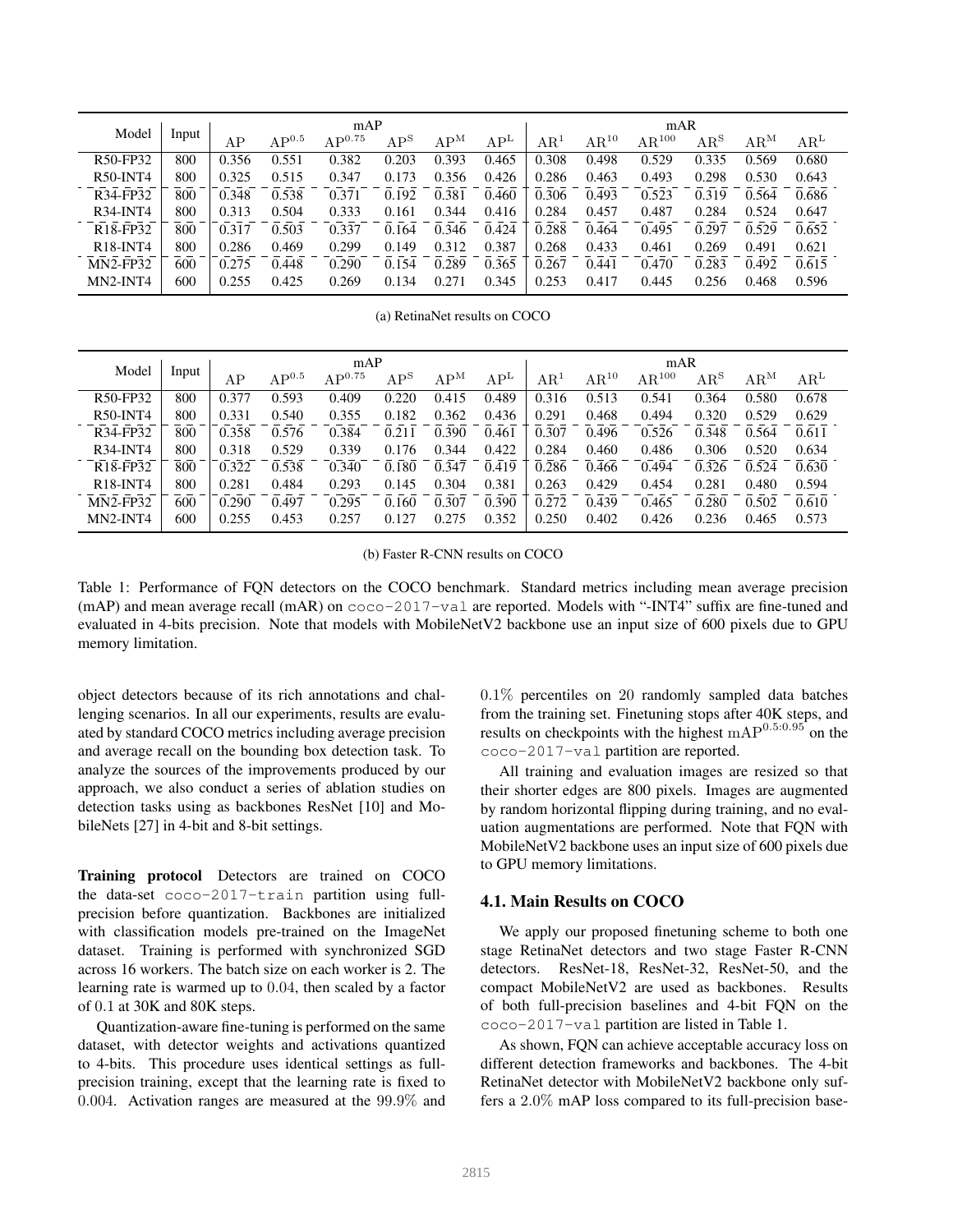| Model | Input | mAP | | | | | | mAR | | | | | |
|---|---|---|---|---|---|---|---|---|---|---|---|---|---|
| | | AP | $AP^{0.5}$ | $AP^{0.75}$ | $AP^{S}$ | $AP^{M}$ | $AP^{L}$ | $AR^{1}$ | $AR^{10}$ | $AR^{100}$ | $AR^{S}$ | $AR^{M}$ | $AR^{L}$ |
| R50-FP32 | 800 | 0.356 | 0.551 | 0.382 | 0.203 | 0.393 | 0.465 | 0.308 | 0.498 | 0.529 | 0.335 | 0.569 | 0.680 |
| R50-INT4 | 800 | 0.325 | 0.515 | 0.347 | 0.173 | 0.356 | 0.426 | 0.286 | 0.463 | 0.493 | 0.298 | 0.530 | 0.643 |
| R34-FP32 | 800 | 0.348 | 0.538 | 0.371 | 0.192 | 0.381 | 0.460 | 0.306 | 0.493 | 0.523 | 0.319 | 0.564 | 0.686 |
| R34-INT4 | 800 | 0.313 | 0.504 | 0.333 | 0.161 | 0.344 | 0.416 | 0.284 | 0.457 | 0.487 | 0.284 | 0.524 | 0.647 |
| R18-FP32 | 800 | 0.317 | 0.503 | 0.337 | 0.164 | 0.346 | 0.424 | 0.288 | 0.464 | 0.495 | 0.297 | 0.529 | 0.652 |
| R18-INT4 | 800 | 0.286 | 0.469 | 0.299 | 0.149 | 0.312 | 0.387 | 0.268 | 0.433 | 0.461 | 0.269 | 0.491 | 0.621 |
| MN2-FP32 | 600 | 0.275 | 0.448 | 0.290 | 0.154 | 0.289 | 0.365 | 0.267 | 0.441 | 0.470 | 0.283 | 0.492 | 0.615 |
| MN2-INT4 | 600 | 0.255 | 0.425 | 0.269 | 0.134 | 0.271 | 0.345 | 0.253 | 0.417 | 0.445 | 0.256 | 0.468 | 0.596 |

(a) RetinaNet results on COCO

| Model | Input | mAP | | | | | | mAR | | | | | |
|---|---|---|---|---|---|---|---|---|---|---|---|---|---|
| | | AP | $AP^{0.5}$ | $AP^{0.75}$ | $AP^{S}$ | $AP^{M}$ | $AP^{L}$ | $AR^{1}$ | $AR^{10}$ | $AR^{100}$ | $AR^{S}$ | $AR^{M}$ | $AR^{L}$ |
| R50-FP32 | 800 | 0.377 | 0.593 | 0.409 | 0.220 | 0.415 | 0.489 | 0.316 | 0.513 | 0.541 | 0.364 | 0.580 | 0.678 |
| R50-INT4 | 800 | 0.331 | 0.540 | 0.355 | 0.182 | 0.362 | 0.436 | 0.291 | 0.468 | 0.494 | 0.320 | 0.529 | 0.629 |
| R34-FP32 | 800 | 0.358 | 0.576 | 0.384 | 0.211 | 0.390 | 0.461 | 0.307 | 0.496 | 0.526 | 0.348 | 0.564 | 0.611 |
| R34-INT4 | 800 | 0.318 | 0.529 | 0.339 | 0.176 | 0.344 | 0.422 | 0.284 | 0.460 | 0.486 | 0.306 | 0.520 | 0.634 |
| R18-FP32 | 800 | 0.322 | 0.538 | 0.340 | 0.180 | 0.347 | 0.419 | 0.286 | 0.466 | 0.494 | 0.326 | 0.524 | 0.630 |
| R18-INT4 | 800 | 0.281 | 0.484 | 0.293 | 0.145 | 0.304 | 0.381 | 0.263 | 0.429 | 0.454 | 0.281 | 0.480 | 0.594 |
| MN2-FP32 | 600 | 0.290 | 0.497 | 0.295 | 0.160 | 0.307 | 0.390 | 0.272 | 0.439 | 0.465 | 0.280 | 0.502 | 0.610 |
| MN2-INT4 | 600 | 0.255 | 0.453 | 0.257 | 0.127 | 0.275 | 0.352 | 0.250 | 0.402 | 0.426 | 0.236 | 0.465 | 0.573 |

(b) Faster R-CNN results on COCO

Table 1: Performance of FQN detectors on the COCO benchmark. Standard metrics including mean average precision (mAP) and mean average recall (mAR) on `coco-2017-val` are reported. Models with "-INT4" suffix are fine-tuned and evaluated in 4-bits precision. Note that models with MobileNetV2 backbone use an input size of 600 pixels due to GPU memory limitation.

object detectors because of its rich annotations and challenging scenarios. In all our experiments, results are evaluated by standard COCO metrics including average precision and average recall on the bounding box detection task. To analyze the sources of the improvements produced by our approach, we also conduct a series of ablation studies on detection tasks using as backbones ResNet [10] and MobileNets [27] in 4-bit and 8-bit settings.

**Training protocol** Detectors are trained on COCO the data-set `coco-2017-train` partition using full-precision before quantization. Backbones are initialized with classification models pre-trained on the ImageNet dataset. Training is performed with synchronized SGD across 16 workers. The batch size on each worker is 2. The learning rate is warmed up to $0.04$, then scaled by a factor of $0.1$ at 30K and 80K steps.

Quantization-aware fine-tuning is performed on the same dataset, with detector weights and activations quantized to 4-bits. This procedure uses identical settings as full-precision training, except that the learning rate is fixed to $0.004$. Activation ranges are measured at the $99.9\%$ and $0.1\%$ percentiles on 20 randomly sampled data batches from the training set. Finetuning stops after 40K steps, and results on checkpoints with the highest $\mathrm{mAP}^{0.5:0.95}$ on the `coco-2017-val` partition are reported.

All training and evaluation images are resized so that their shorter edges are 800 pixels. Images are augmented by random horizontal flipping during training, and no evaluation augmentations are performed. Note that FQN with MobileNetV2 backbone uses an input size of 600 pixels due to GPU memory limitations.

### 4.1. Main Results on COCO

We apply our proposed finetuning scheme to both one stage RetinaNet detectors and two stage Faster R-CNN detectors. ResNet-18, ResNet-32, ResNet-50, and the compact MobileNetV2 are used as backbones. Results of both full-precision baselines and 4-bit FQN on the `coco-2017-val` partition are listed in Table 1.

As shown, FQN can achieve acceptable accuracy loss on different detection frameworks and backbones. The 4-bit RetinaNet detector with MobileNetV2 backbone only suffers a $2.0\%$ mAP loss compared to its full-precision base-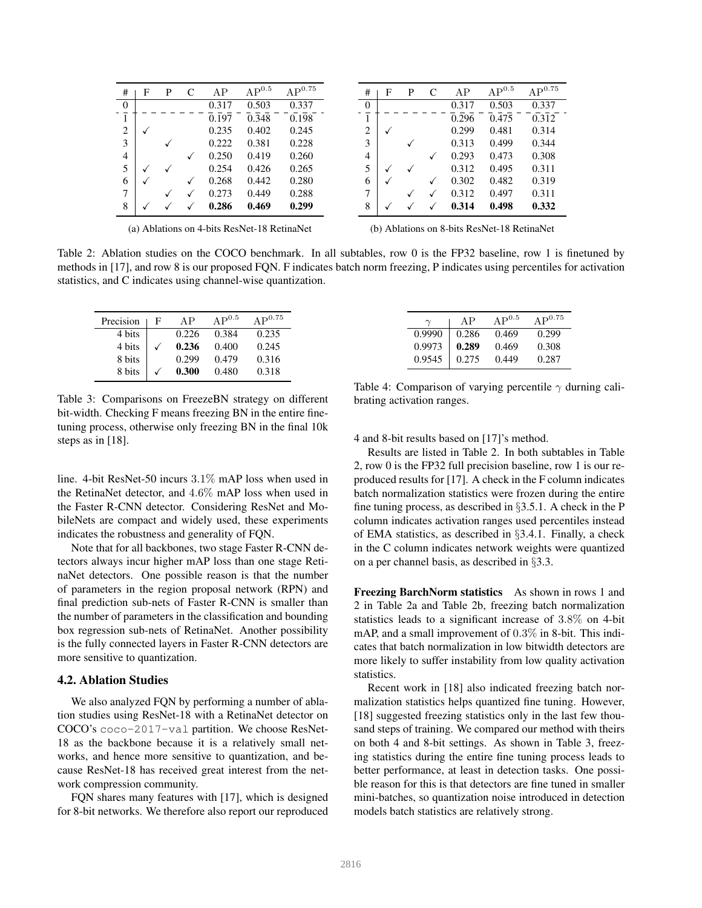| # | F | P | C | AP | $\text{AP}^{0.5}$ | $\text{AP}^{0.75}$ |
|---|---|---|---|---|---|---|
| 0 | | | | 0.317 | 0.503 | 0.337 |
| 1 | | | | 0.197 | 0.348 | 0.198 |
| 2 | ✓ | | | 0.235 | 0.402 | 0.245 |
| 3 | | ✓ | | 0.222 | 0.381 | 0.228 |
| 4 | | | ✓ | 0.250 | 0.419 | 0.260 |
| 5 | ✓ | ✓ | | 0.254 | 0.426 | 0.265 |
| 6 | ✓ | | ✓ | 0.268 | 0.442 | 0.280 |
| 7 | | ✓ | ✓ | 0.273 | 0.449 | 0.288 |
| 8 | ✓ | ✓ | ✓ | **0.286** | **0.469** | **0.299** |

(a) Ablations on 4-bits ResNet-18 RetinaNet

| # | F | P | C | AP | $\text{AP}^{0.5}$ | $\text{AP}^{0.75}$ |
|---|---|---|---|---|---|---|
| 0 | | | | 0.317 | 0.503 | 0.337 |
| 1 | | | | 0.296 | 0.475 | 0.312 |
| 2 | ✓ | | | 0.299 | 0.481 | 0.314 |
| 3 | | ✓ | | 0.313 | 0.499 | 0.344 |
| 4 | | | ✓ | 0.293 | 0.473 | 0.308 |
| 5 | ✓ | ✓ | | 0.312 | 0.495 | 0.311 |
| 6 | ✓ | | ✓ | 0.302 | 0.482 | 0.319 |
| 7 | | ✓ | ✓ | 0.312 | 0.497 | 0.311 |
| 8 | ✓ | ✓ | ✓ | **0.314** | **0.498** | **0.332** |

(b) Ablations on 8-bits ResNet-18 RetinaNet

Table 2: Ablation studies on the COCO benchmark. In all subtables, row 0 is the FP32 baseline, row 1 is finetuned by methods in [17], and row 8 is our proposed FQN. F indicates batch norm freezing, P indicates using percentiles for activation statistics, and C indicates using channel-wise quantization.

| Precision | F | AP | $\text{AP}^{0.5}$ | $\text{AP}^{0.75}$ |
|---|---|---|---|---|
| 4 bits | | 0.226 | 0.384 | 0.235 |
| 4 bits | ✓ | **0.236** | 0.400 | 0.245 |
| 8 bits | | 0.299 | 0.479 | 0.316 |
| 8 bits | ✓ | **0.300** | 0.480 | 0.318 |

Table 3: Comparisons on FreezeBN strategy on different bit-width. Checking F means freezing BN in the entire finetuning process, otherwise only freezing BN in the final 10k steps as in [18].

| $\gamma$ | AP | $\text{AP}^{0.5}$ | $\text{AP}^{0.75}$ |
|---|---|---|---|
| 0.9990 | 0.286 | 0.469 | 0.299 |
| 0.9973 | **0.289** | 0.469 | 0.308 |
| 0.9545 | 0.275 | 0.449 | 0.287 |

Table 4: Comparison of varying percentile $\gamma$ durning calibrating activation ranges.

line. 4-bit ResNet-50 incurs $3.1\%$ mAP loss when used in the RetinaNet detector, and $4.6\%$ mAP loss when used in the Faster R-CNN detector. Considering ResNet and MobileNets are compact and widely used, these experiments indicates the robustness and generality of FQN.

Note that for all backbones, two stage Faster R-CNN detectors always incur higher mAP loss than one stage RetinaNet detectors. One possible reason is that the number of parameters in the region proposal network (RPN) and final prediction sub-nets of Faster R-CNN is smaller than the number of parameters in the classification and bounding box regression sub-nets of RetinaNet. Another possibility is the fully connected layers in Faster R-CNN detectors are more sensitive to quantization.

### 4.2. Ablation Studies

We also analyzed FQN by performing a number of ablation studies using ResNet-18 with a RetinaNet detector on COCO's `coco-2017-val` partition. We choose ResNet-18 as the backbone because it is a relatively small networks, and hence more sensitive to quantization, and because ResNet-18 has received great interest from the network compression community.

FQN shares many features with [17], which is designed for 8-bit networks. We therefore also report our reproduced 4 and 8-bit results based on [17]'s method.

Results are listed in Table 2. In both subtables in Table 2, row 0 is the FP32 full precision baseline, row 1 is our reproduced results for [17]. A check in the F column indicates batch normalization statistics were frozen during the entire fine tuning process, as described in §3.5.1. A check in the P column indicates activation ranges used percentiles instead of EMA statistics, as described in §3.4.1. Finally, a check in the C column indicates network weights were quantized on a per channel basis, as described in §3.3.

**Freezing BarchNorm statistics** As shown in rows 1 and 2 in Table 2a and Table 2b, freezing batch normalization statistics leads to a significant increase of $3.8\%$ on 4-bit mAP, and a small improvement of $0.3\%$ in 8-bit. This indicates that batch normalization in low bitwidth detectors are more likely to suffer instability from low quality activation statistics.

Recent work in [18] also indicated freezing batch normalization statistics helps quantized fine tuning. However, [18] suggested freezing statistics only in the last few thousand steps of training. We compared our method with theirs on both 4 and 8-bit settings. As shown in Table 3, freezing statistics during the entire fine tuning process leads to better performance, at least in detection tasks. One possible reason for this is that detectors are fine tuned in smaller mini-batches, so quantization noise introduced in detection models batch statistics are relatively strong.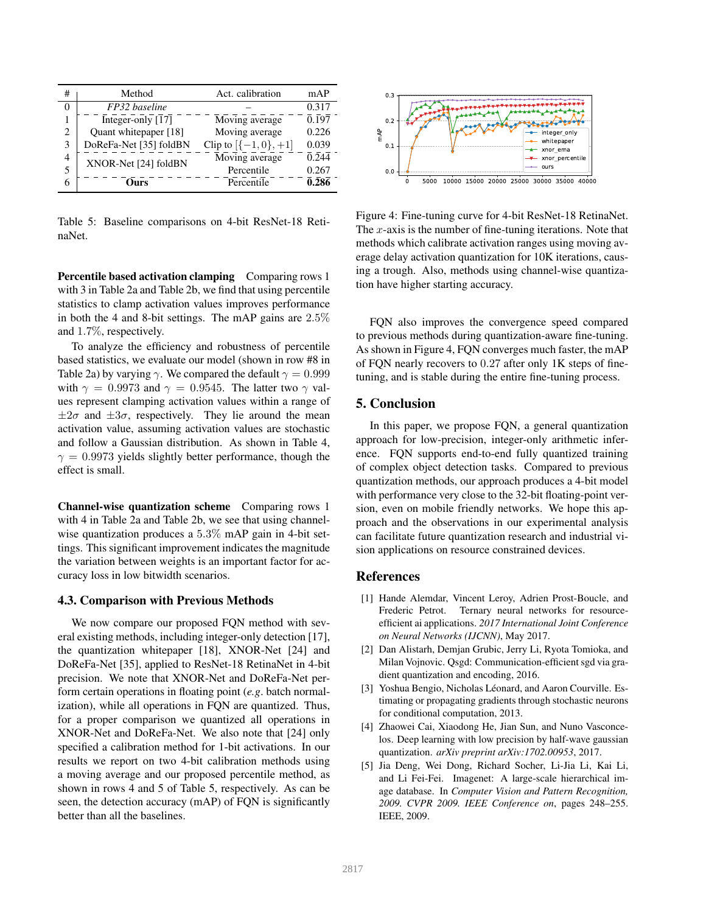| # | Method | Act. calibration | mAP |
|---|---|---|---|
| 0 | *FP32 baseline* | – | 0.317 |
| 1 | Integer-only [17] | Moving average | 0.197 |
| 2 | Quant whitepaper [18] | Moving average | 0.226 |
| 3 | DoReFa-Net [35] foldBN | Clip to $[\{-1, 0\}, +1]$ | 0.039 |
| 4 | XNOR-Net [24] foldBN | Moving average | 0.244 |
| 5 | | Percentile | 0.267 |
| 6 | **Ours** | Percentile | **0.286** |

Table 5: Baseline comparisons on 4-bit ResNet-18 RetinaNet.

**Percentile based activation clamping** Comparing rows 1 with 3 in Table 2a and Table 2b, we find that using percentile statistics to clamp activation values improves performance in both the 4 and 8-bit settings. The mAP gains are $2.5\%$ and $1.7\%$, respectively.

To analyze the efficiency and robustness of percentile based statistics, we evaluate our model (shown in row #8 in Table 2a) by varying $\gamma$. We compared the default $\gamma = 0.999$ with $\gamma = 0.9973$ and $\gamma = 0.9545$. The latter two $\gamma$ values represent clamping activation values within a range of $\pm 2\sigma$ and $\pm 3\sigma$, respectively. They lie around the mean activation value, assuming activation values are stochastic and follow a Gaussian distribution. As shown in Table 4, $\gamma = 0.9973$ yields slightly better performance, though the effect is small.

**Channel-wise quantization scheme** Comparing rows 1 with 4 in Table 2a and Table 2b, we see that using channel-wise quantization produces a $5.3\%$ mAP gain in 4-bit settings. This significant improvement indicates the magnitude the variation between weights is an important factor for accuracy loss in low bitwidth scenarios.

### 4.3. Comparison with Previous Methods

We now compare our proposed FQN method with several existing methods, including integer-only detection [17], the quantization whitepaper [18], XNOR-Net [24] and DoReFa-Net [35], applied to ResNet-18 RetinaNet in 4-bit precision. We note that XNOR-Net and DoReFa-Net perform certain operations in floating point (*e.g.* batch normalization), while all operations in FQN are quantized. Thus, for a proper comparison we quantized all operations in XNOR-Net and DoReFa-Net. We also note that [24] only specified a calibration method for 1-bit activations. In our results we report on two 4-bit calibration methods using a moving average and our proposed percentile method, as shown in rows 4 and 5 of Table 5, respectively. As can be seen, the detection accuracy (mAP) of FQN is significantly better than all the baselines.

Figure 4: Fine-tuning curve for 4-bit ResNet-18 RetinaNet. The $x$-axis is the number of fine-tuning iterations. Note that methods which calibrate activation ranges using moving average delay activation quantization for 10K iterations, causing a trough. Also, methods using channel-wise quantization have higher starting accuracy.

FQN also improves the convergence speed compared to previous methods during quantization-aware fine-tuning. As shown in Figure 4, FQN converges much faster, the mAP of FQN nearly recovers to 0.27 after only 1K steps of fine-tuning, and is stable during the entire fine-tuning process.

## 5. Conclusion

In this paper, we propose FQN, a general quantization approach for low-precision, integer-only arithmetic inference. FQN supports end-to-end fully quantized training of complex object detection tasks. Compared to previous quantization methods, our approach produces a 4-bit model with performance very close to the 32-bit floating-point version, even on mobile friendly networks. We hope this approach and the observations in our experimental analysis can facilitate future quantization research and industrial vision applications on resource constrained devices.

## References

[1] Hande Alemdar, Vincent Leroy, Adrien Prost-Boucle, and Frederic Petrot. Ternary neural networks for resource-efficient ai applications. *2017 International Joint Conference on Neural Networks (IJCNN)*, May 2017.

[2] Dan Alistarh, Demjan Grubic, Jerry Li, Ryota Tomioka, and Milan Vojnovic. Qsgd: Communication-efficient sgd via gradient quantization and encoding, 2016.

[3] Yoshua Bengio, Nicholas Léonard, and Aaron Courville. Estimating or propagating gradients through stochastic neurons for conditional computation, 2013.

[4] Zhaowei Cai, Xiaodong He, Jian Sun, and Nuno Vasconcelos. Deep learning with low precision by half-wave gaussian quantization. *arXiv preprint arXiv:1702.00953*, 2017.

[5] Jia Deng, Wei Dong, Richard Socher, Li-Jia Li, Kai Li, and Li Fei-Fei. Imagenet: A large-scale hierarchical image database. In *Computer Vision and Pattern Recognition, 2009. CVPR 2009. IEEE Conference on*, pages 248–255. IEEE, 2009.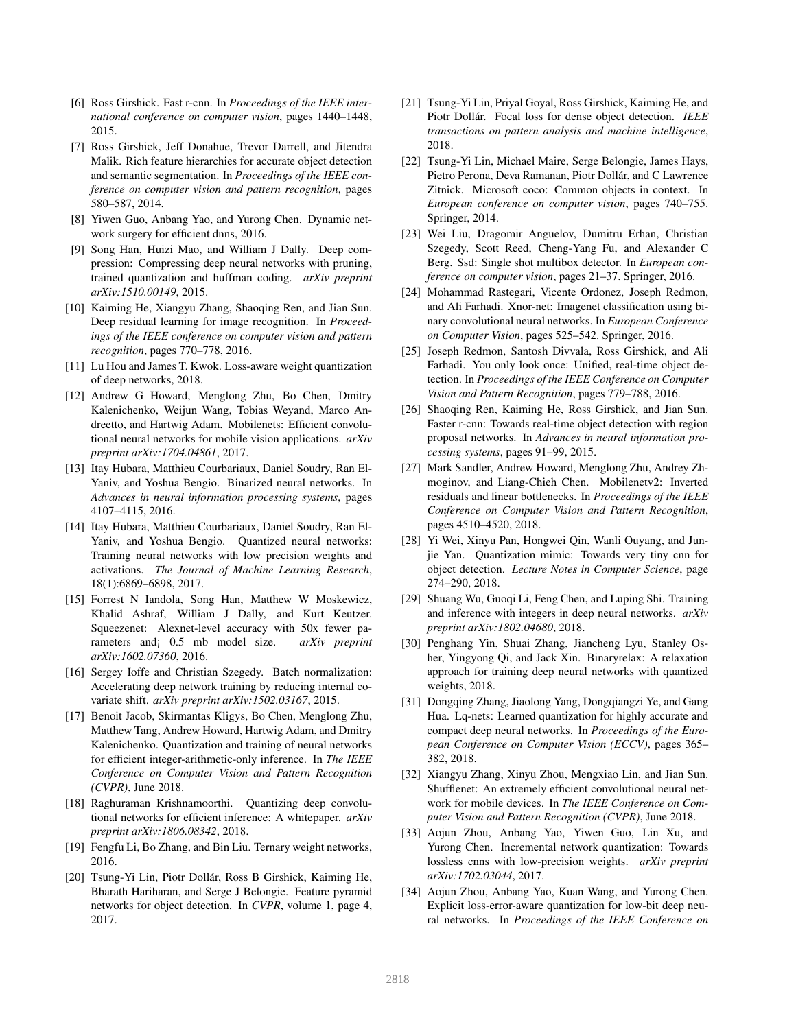[6] Ross Girshick. Fast r-cnn. In *Proceedings of the IEEE international conference on computer vision*, pages 1440–1448, 2015.

[7] Ross Girshick, Jeff Donahue, Trevor Darrell, and Jitendra Malik. Rich feature hierarchies for accurate object detection and semantic segmentation. In *Proceedings of the IEEE conference on computer vision and pattern recognition*, pages 580–587, 2014.

[8] Yiwen Guo, Anbang Yao, and Yurong Chen. Dynamic network surgery for efficient dnns, 2016.

[9] Song Han, Huizi Mao, and William J Dally. Deep compression: Compressing deep neural networks with pruning, trained quantization and huffman coding. *arXiv preprint arXiv:1510.00149*, 2015.

[10] Kaiming He, Xiangyu Zhang, Shaoqing Ren, and Jian Sun. Deep residual learning for image recognition. In *Proceedings of the IEEE conference on computer vision and pattern recognition*, pages 770–778, 2016.

[11] Lu Hou and James T. Kwok. Loss-aware weight quantization of deep networks, 2018.

[12] Andrew G Howard, Menglong Zhu, Bo Chen, Dmitry Kalenichenko, Weijun Wang, Tobias Weyand, Marco Andreetto, and Hartwig Adam. Mobilenets: Efficient convolutional neural networks for mobile vision applications. *arXiv preprint arXiv:1704.04861*, 2017.

[13] Itay Hubara, Matthieu Courbariaux, Daniel Soudry, Ran El-Yaniv, and Yoshua Bengio. Binarized neural networks. In *Advances in neural information processing systems*, pages 4107–4115, 2016.

[14] Itay Hubara, Matthieu Courbariaux, Daniel Soudry, Ran El-Yaniv, and Yoshua Bengio. Quantized neural networks: Training neural networks with low precision weights and activations. *The Journal of Machine Learning Research*, 18(1):6869–6898, 2017.

[15] Forrest N Iandola, Song Han, Matthew W Moskewicz, Khalid Ashraf, William J Dally, and Kurt Keutzer. Squeezenet: Alexnet-level accuracy with 50x fewer parameters and¡ 0.5 mb model size. *arXiv preprint arXiv:1602.07360*, 2016.

[16] Sergey Ioffe and Christian Szegedy. Batch normalization: Accelerating deep network training by reducing internal covariate shift. *arXiv preprint arXiv:1502.03167*, 2015.

[17] Benoit Jacob, Skirmantas Kligys, Bo Chen, Menglong Zhu, Matthew Tang, Andrew Howard, Hartwig Adam, and Dmitry Kalenichenko. Quantization and training of neural networks for efficient integer-arithmetic-only inference. In *The IEEE Conference on Computer Vision and Pattern Recognition (CVPR)*, June 2018.

[18] Raghuraman Krishnamoorthi. Quantizing deep convolutional networks for efficient inference: A whitepaper. *arXiv preprint arXiv:1806.08342*, 2018.

[19] Fengfu Li, Bo Zhang, and Bin Liu. Ternary weight networks, 2016.

[20] Tsung-Yi Lin, Piotr Dollár, Ross B Girshick, Kaiming He, Bharath Hariharan, and Serge J Belongie. Feature pyramid networks for object detection. In *CVPR*, volume 1, page 4, 2017.

[21] Tsung-Yi Lin, Priyal Goyal, Ross Girshick, Kaiming He, and Piotr Dollár. Focal loss for dense object detection. *IEEE transactions on pattern analysis and machine intelligence*, 2018.

[22] Tsung-Yi Lin, Michael Maire, Serge Belongie, James Hays, Pietro Perona, Deva Ramanan, Piotr Dollár, and C Lawrence Zitnick. Microsoft coco: Common objects in context. In *European conference on computer vision*, pages 740–755. Springer, 2014.

[23] Wei Liu, Dragomir Anguelov, Dumitru Erhan, Christian Szegedy, Scott Reed, Cheng-Yang Fu, and Alexander C Berg. Ssd: Single shot multibox detector. In *European conference on computer vision*, pages 21–37. Springer, 2016.

[24] Mohammad Rastegari, Vicente Ordonez, Joseph Redmon, and Ali Farhadi. Xnor-net: Imagenet classification using binary convolutional neural networks. In *European Conference on Computer Vision*, pages 525–542. Springer, 2016.

[25] Joseph Redmon, Santosh Divvala, Ross Girshick, and Ali Farhadi. You only look once: Unified, real-time object detection. In *Proceedings of the IEEE Conference on Computer Vision and Pattern Recognition*, pages 779–788, 2016.

[26] Shaoqing Ren, Kaiming He, Ross Girshick, and Jian Sun. Faster r-cnn: Towards real-time object detection with region proposal networks. In *Advances in neural information processing systems*, pages 91–99, 2015.

[27] Mark Sandler, Andrew Howard, Menglong Zhu, Andrey Zhmoginov, and Liang-Chieh Chen. Mobilenetv2: Inverted residuals and linear bottlenecks. In *Proceedings of the IEEE Conference on Computer Vision and Pattern Recognition*, pages 4510–4520, 2018.

[28] Yi Wei, Xinyu Pan, Hongwei Qin, Wanli Ouyang, and Junjie Yan. Quantization mimic: Towards very tiny cnn for object detection. *Lecture Notes in Computer Science*, page 274–290, 2018.

[29] Shuang Wu, Guoqi Li, Feng Chen, and Luping Shi. Training and inference with integers in deep neural networks. *arXiv preprint arXiv:1802.04680*, 2018.

[30] Penghang Yin, Shuai Zhang, Jiancheng Lyu, Stanley Osher, Yingyong Qi, and Jack Xin. Binaryrelax: A relaxation approach for training deep neural networks with quantized weights, 2018.

[31] Dongqing Zhang, Jiaolong Yang, Dongqiangzi Ye, and Gang Hua. Lq-nets: Learned quantization for highly accurate and compact deep neural networks. In *Proceedings of the European Conference on Computer Vision (ECCV)*, pages 365–382, 2018.

[32] Xiangyu Zhang, Xinyu Zhou, Mengxiao Lin, and Jian Sun. Shufflenet: An extremely efficient convolutional neural network for mobile devices. In *The IEEE Conference on Computer Vision and Pattern Recognition (CVPR)*, June 2018.

[33] Aojun Zhou, Anbang Yao, Yiwen Guo, Lin Xu, and Yurong Chen. Incremental network quantization: Towards lossless cnns with low-precision weights. *arXiv preprint arXiv:1702.03044*, 2017.

[34] Aojun Zhou, Anbang Yao, Kuan Wang, and Yurong Chen. Explicit loss-error-aware quantization for low-bit deep neural networks. In *Proceedings of the IEEE Conference on*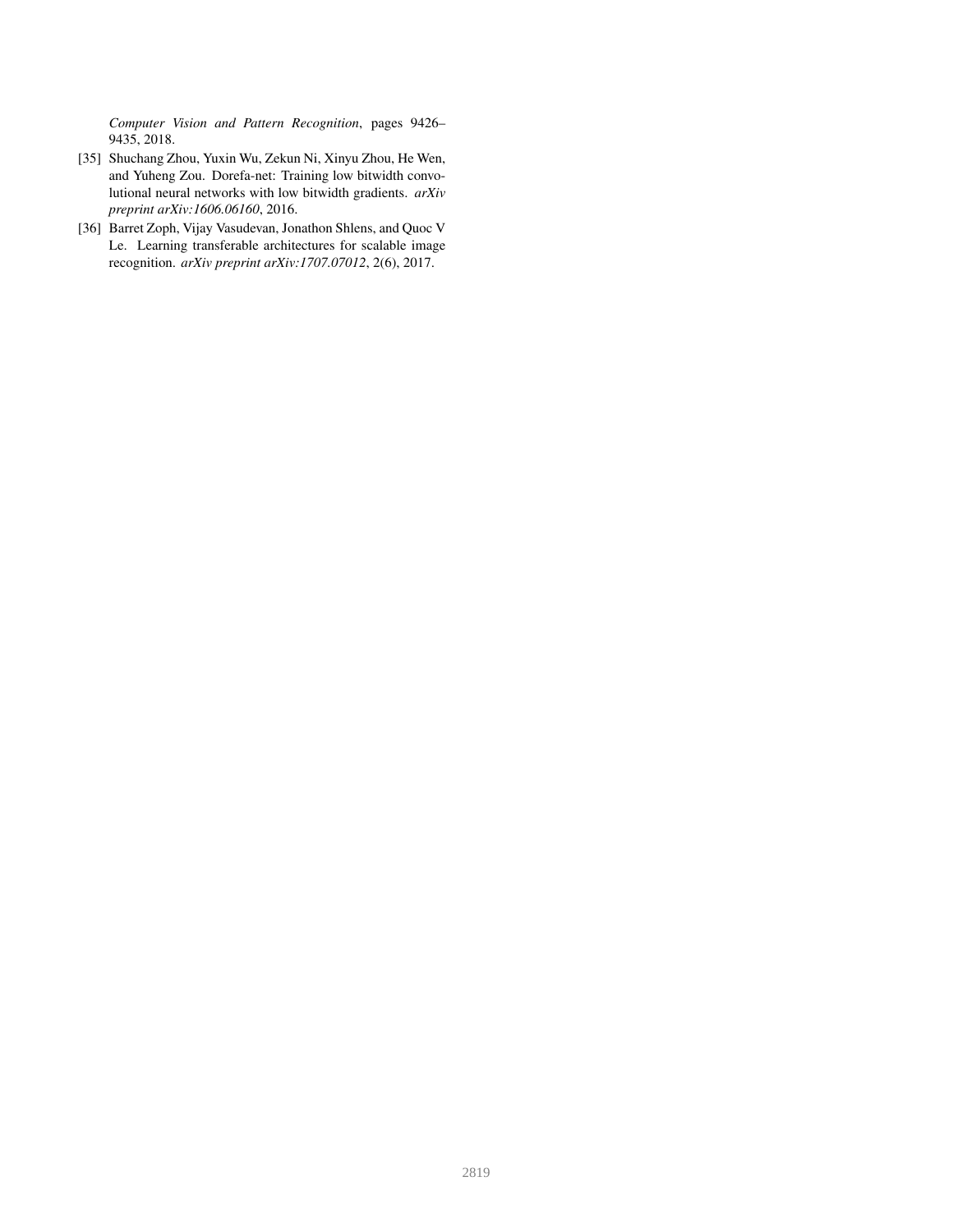*Computer Vision and Pattern Recognition*, pages 9426–9435, 2018.

[35] Shuchang Zhou, Yuxin Wu, Zekun Ni, Xinyu Zhou, He Wen, and Yuheng Zou. Dorefa-net: Training low bitwidth convolutional neural networks with low bitwidth gradients. *arXiv preprint arXiv:1606.06160*, 2016.

[36] Barret Zoph, Vijay Vasudevan, Jonathon Shlens, and Quoc V Le. Learning transferable architectures for scalable image recognition. *arXiv preprint arXiv:1707.07012*, 2(6), 2017.